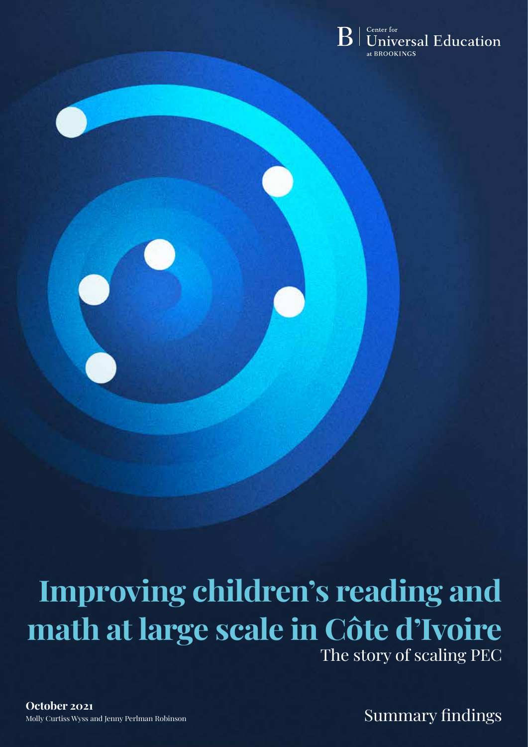Center for Universal Education at BROOKINGS

# Improving children's reading and math at large scale in Côte d'Ivoire

## The story of scaling PEC

**October 2021**

Molly Curtiss Wyss and Jenny Perlman Robinson

Summary findings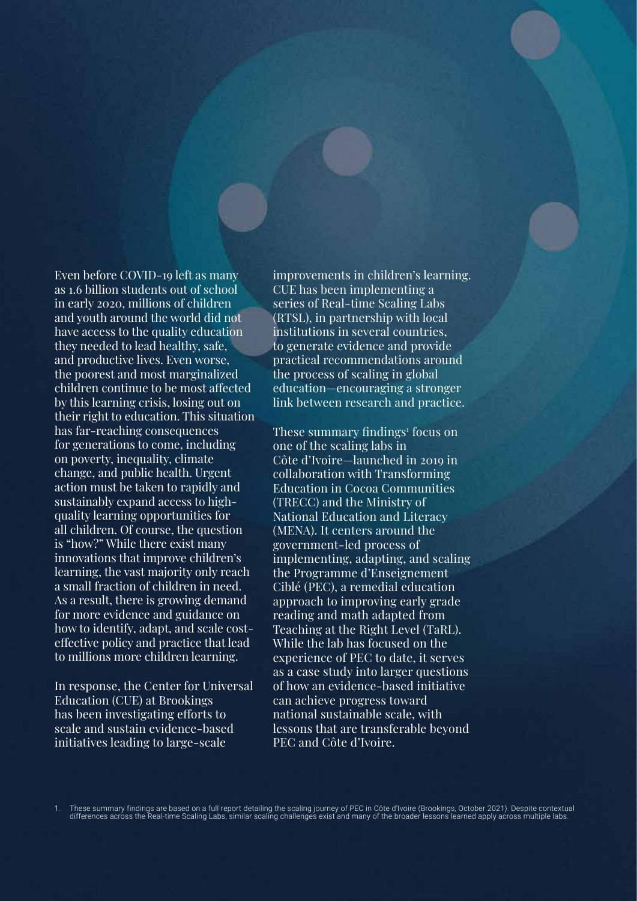Even before COVID-19 left as many as 1.6 billion students out of school in early 2020, millions of children and youth around the world did not have access to the quality education they needed to lead healthy, safe, and productive lives. Even worse, the poorest and most marginalized children continue to be most affected by this learning crisis, losing out on their right to education. This situation has far-reaching consequences for generations to come, including on poverty, inequality, climate change, and public health. Urgent action must be taken to rapidly and sustainably expand access to high-quality learning opportunities for all children. Of course, the question is "how?" While there exist many innovations that improve children's learning, the vast majority only reach a small fraction of children in need. As a result, there is growing demand for more evidence and guidance on how to identify, adapt, and scale cost-effective policy and practice that lead to millions more children learning.

In response, the Center for Universal Education (CUE) at Brookings has been investigating efforts to scale and sustain evidence-based initiatives leading to large-scale improvements in children's learning. CUE has been implementing a series of Real-time Scaling Labs (RTSL), in partnership with local institutions in several countries, to generate evidence and provide practical recommendations around the process of scaling in global education—encouraging a stronger link between research and practice.

These summary findings[1] focus on one of the scaling labs in Côte d'Ivoire—launched in 2019 in collaboration with Transforming Education in Cocoa Communities (TRECC) and the Ministry of National Education and Literacy (MENA). It centers around the government-led process of implementing, adapting, and scaling the Programme d'Enseignement Ciblé (PEC), a remedial education approach to improving early grade reading and math adapted from Teaching at the Right Level (TaRL). While the lab has focused on the experience of PEC to date, it serves as a case study into larger questions of how an evidence-based initiative can achieve progress toward national sustainable scale, with lessons that are transferable beyond PEC and Côte d'Ivoire.

1. These summary findings are based on a full report detailing the scaling journey of PEC in Côte d'Ivoire (Brookings, October 2021). Despite contextual differences across the Real-time Scaling Labs, similar scaling challenges exist and many of the broader lessons learned apply across multiple labs.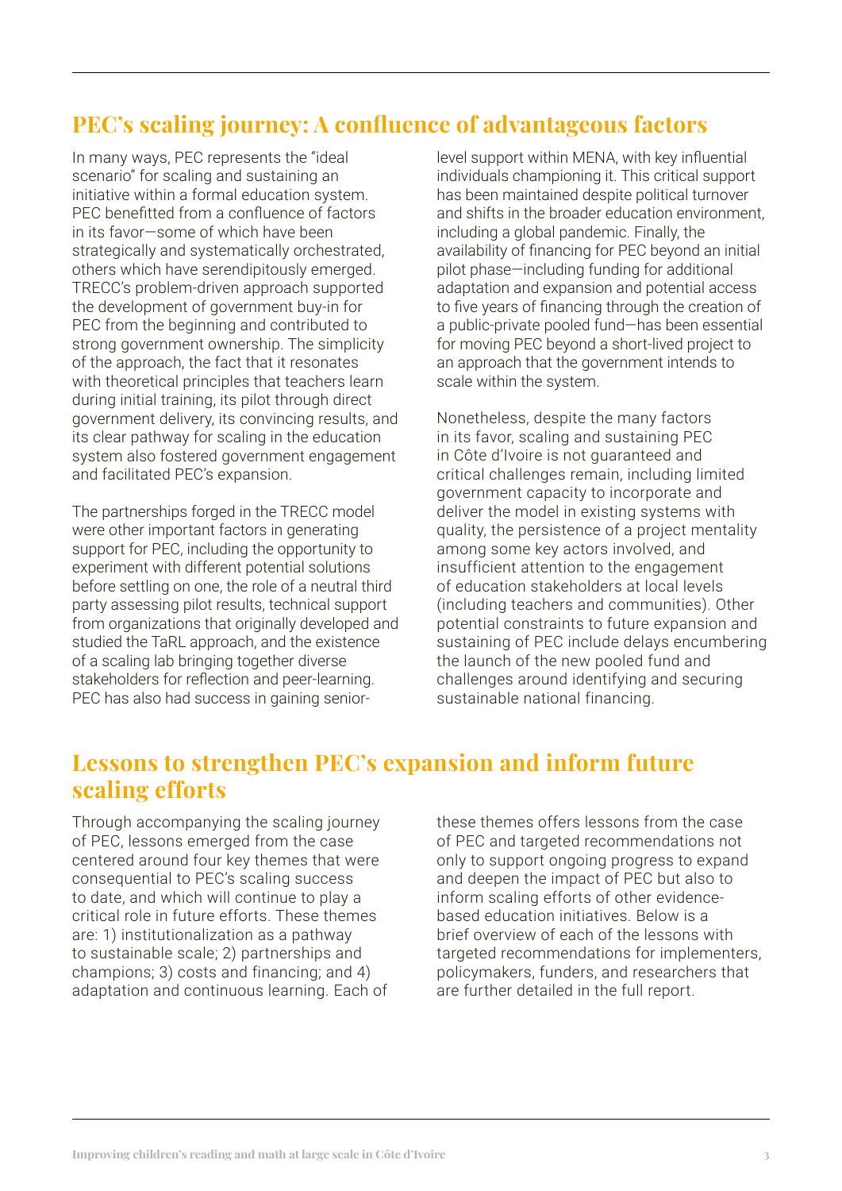## PEC's scaling journey: A confluence of advantageous factors

In many ways, PEC represents the "ideal scenario" for scaling and sustaining an initiative within a formal education system. PEC benefitted from a confluence of factors in its favor—some of which have been strategically and systematically orchestrated, others which have serendipitously emerged. TRECC's problem-driven approach supported the development of government buy-in for PEC from the beginning and contributed to strong government ownership. The simplicity of the approach, the fact that it resonates with theoretical principles that teachers learn during initial training, its pilot through direct government delivery, its convincing results, and its clear pathway for scaling in the education system also fostered government engagement and facilitated PEC's expansion.

The partnerships forged in the TRECC model were other important factors in generating support for PEC, including the opportunity to experiment with different potential solutions before settling on one, the role of a neutral third party assessing pilot results, technical support from organizations that originally developed and studied the TaRL approach, and the existence of a scaling lab bringing together diverse stakeholders for reflection and peer-learning. PEC has also had success in gaining senior-level support within MENA, with key influential individuals championing it. This critical support has been maintained despite political turnover and shifts in the broader education environment, including a global pandemic. Finally, the availability of financing for PEC beyond an initial pilot phase—including funding for additional adaptation and expansion and potential access to five years of financing through the creation of a public-private pooled fund—has been essential for moving PEC beyond a short-lived project to an approach that the government intends to scale within the system.

Nonetheless, despite the many factors in its favor, scaling and sustaining PEC in Côte d'Ivoire is not guaranteed and critical challenges remain, including limited government capacity to incorporate and deliver the model in existing systems with quality, the persistence of a project mentality among some key actors involved, and insufficient attention to the engagement of education stakeholders at local levels (including teachers and communities). Other potential constraints to future expansion and sustaining of PEC include delays encumbering the launch of the new pooled fund and challenges around identifying and securing sustainable national financing.

## Lessons to strengthen PEC's expansion and inform future scaling efforts

Through accompanying the scaling journey of PEC, lessons emerged from the case centered around four key themes that were consequential to PEC's scaling success to date, and which will continue to play a critical role in future efforts. These themes are: 1) institutionalization as a pathway to sustainable scale; 2) partnerships and champions; 3) costs and financing; and 4) adaptation and continuous learning. Each of these themes offers lessons from the case of PEC and targeted recommendations not only to support ongoing progress to expand and deepen the impact of PEC but also to inform scaling efforts of other evidence-based education initiatives. Below is a brief overview of each of the lessons with targeted recommendations for implementers, policymakers, funders, and researchers that are further detailed in the full report.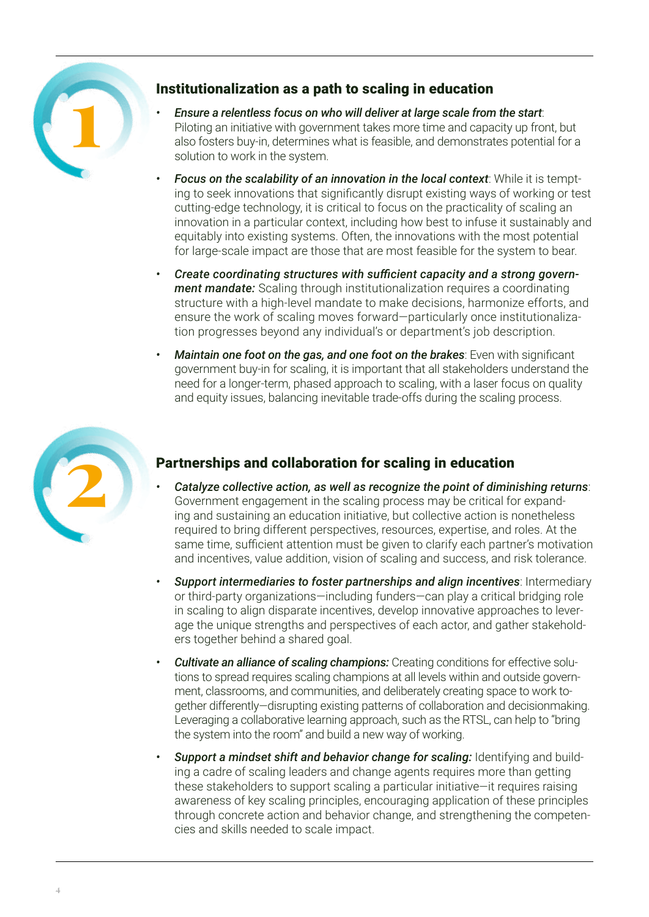## 1 Institutionalization as a path to scaling in education

- ***Ensure a relentless focus on who will deliver at large scale from the start***: Piloting an initiative with government takes more time and capacity up front, but also fosters buy-in, determines what is feasible, and demonstrates potential for a solution to work in the system.
- ***Focus on the scalability of an innovation in the local context***: While it is tempting to seek innovations that significantly disrupt existing ways of working or test cutting-edge technology, it is critical to focus on the practicality of scaling an innovation in a particular context, including how best to infuse it sustainably and equitably into existing systems. Often, the innovations with the most potential for large-scale impact are those that are most feasible for the system to bear.
- ***Create coordinating structures with sufficient capacity and a strong government mandate:*** Scaling through institutionalization requires a coordinating structure with a high-level mandate to make decisions, harmonize efforts, and ensure the work of scaling moves forward—particularly once institutionalization progresses beyond any individual's or department's job description.
- ***Maintain one foot on the gas, and one foot on the brakes***: Even with significant government buy-in for scaling, it is important that all stakeholders understand the need for a longer-term, phased approach to scaling, with a laser focus on quality and equity issues, balancing inevitable trade-offs during the scaling process.

## 2 Partnerships and collaboration for scaling in education

- ***Catalyze collective action, as well as recognize the point of diminishing returns***: Government engagement in the scaling process may be critical for expanding and sustaining an education initiative, but collective action is nonetheless required to bring different perspectives, resources, expertise, and roles. At the same time, sufficient attention must be given to clarify each partner's motivation and incentives, value addition, vision of scaling and success, and risk tolerance.
- ***Support intermediaries to foster partnerships and align incentives***: Intermediary or third-party organizations—including funders—can play a critical bridging role in scaling to align disparate incentives, develop innovative approaches to leverage the unique strengths and perspectives of each actor, and gather stakeholders together behind a shared goal.
- ***Cultivate an alliance of scaling champions:*** Creating conditions for effective solutions to spread requires scaling champions at all levels within and outside government, classrooms, and communities, and deliberately creating space to work together differently—disrupting existing patterns of collaboration and decisionmaking. Leveraging a collaborative learning approach, such as the RTSL, can help to "bring the system into the room" and build a new way of working.
- ***Support a mindset shift and behavior change for scaling:*** Identifying and building a cadre of scaling leaders and change agents requires more than getting these stakeholders to support scaling a particular initiative—it requires raising awareness of key scaling principles, encouraging application of these principles through concrete action and behavior change, and strengthening the competencies and skills needed to scale impact.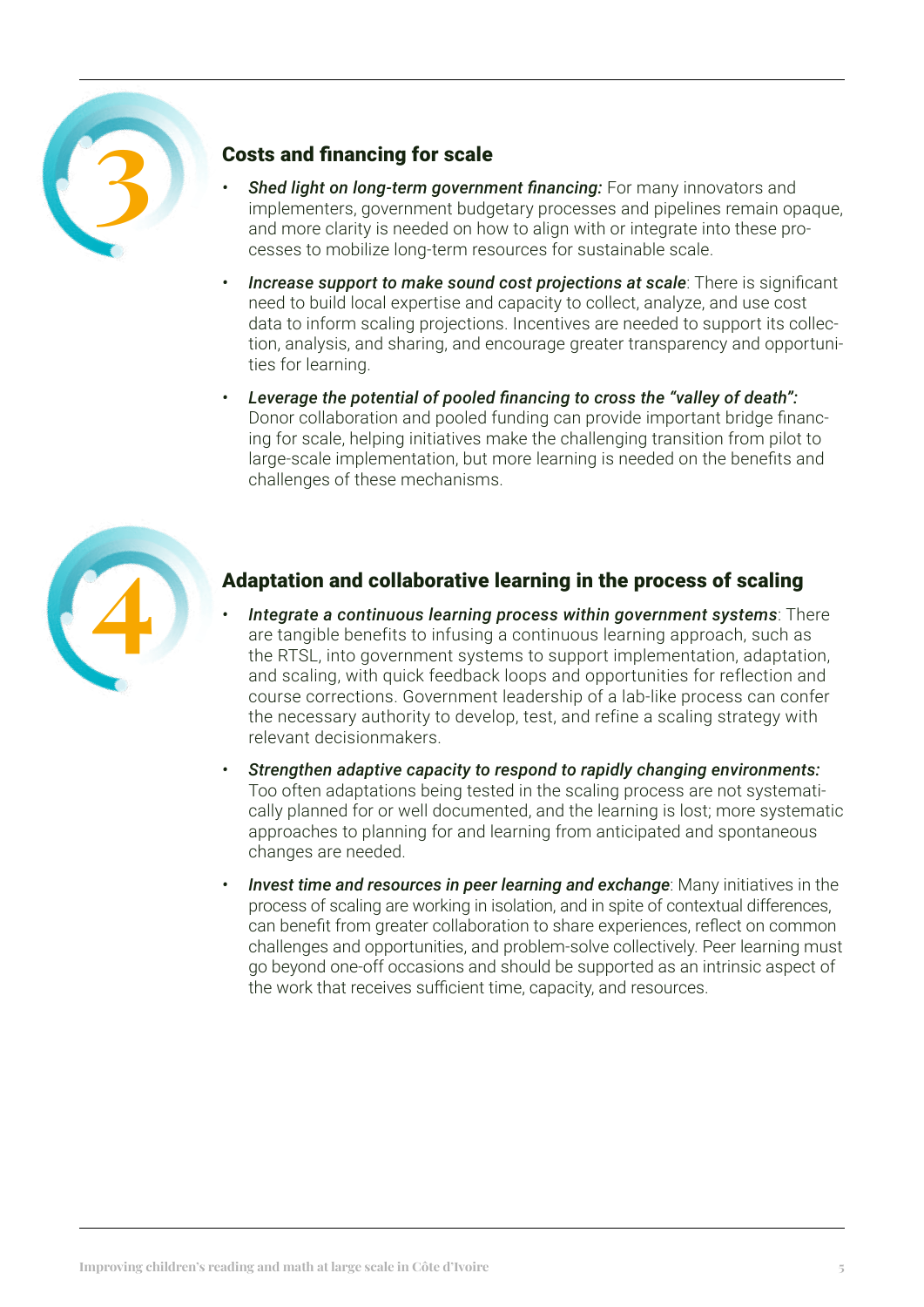## 3 Costs and financing for scale

- ***Shed light on long-term government financing:*** For many innovators and implementers, government budgetary processes and pipelines remain opaque, and more clarity is needed on how to align with or integrate into these processes to mobilize long-term resources for sustainable scale.
- ***Increase support to make sound cost projections at scale***: There is significant need to build local expertise and capacity to collect, analyze, and use cost data to inform scaling projections. Incentives are needed to support its collection, analysis, and sharing, and encourage greater transparency and opportunities for learning.
- ***Leverage the potential of pooled financing to cross the "valley of death":*** Donor collaboration and pooled funding can provide important bridge financing for scale, helping initiatives make the challenging transition from pilot to large-scale implementation, but more learning is needed on the benefits and challenges of these mechanisms.

## 4 Adaptation and collaborative learning in the process of scaling

- ***Integrate a continuous learning process within government systems***: There are tangible benefits to infusing a continuous learning approach, such as the RTSL, into government systems to support implementation, adaptation, and scaling, with quick feedback loops and opportunities for reflection and course corrections. Government leadership of a lab-like process can confer the necessary authority to develop, test, and refine a scaling strategy with relevant decisionmakers.
- ***Strengthen adaptive capacity to respond to rapidly changing environments:*** Too often adaptations being tested in the scaling process are not systematically planned for or well documented, and the learning is lost; more systematic approaches to planning for and learning from anticipated and spontaneous changes are needed.
- ***Invest time and resources in peer learning and exchange***: Many initiatives in the process of scaling are working in isolation, and in spite of contextual differences, can benefit from greater collaboration to share experiences, reflect on common challenges and opportunities, and problem-solve collectively. Peer learning must go beyond one-off occasions and should be supported as an intrinsic aspect of the work that receives sufficient time, capacity, and resources.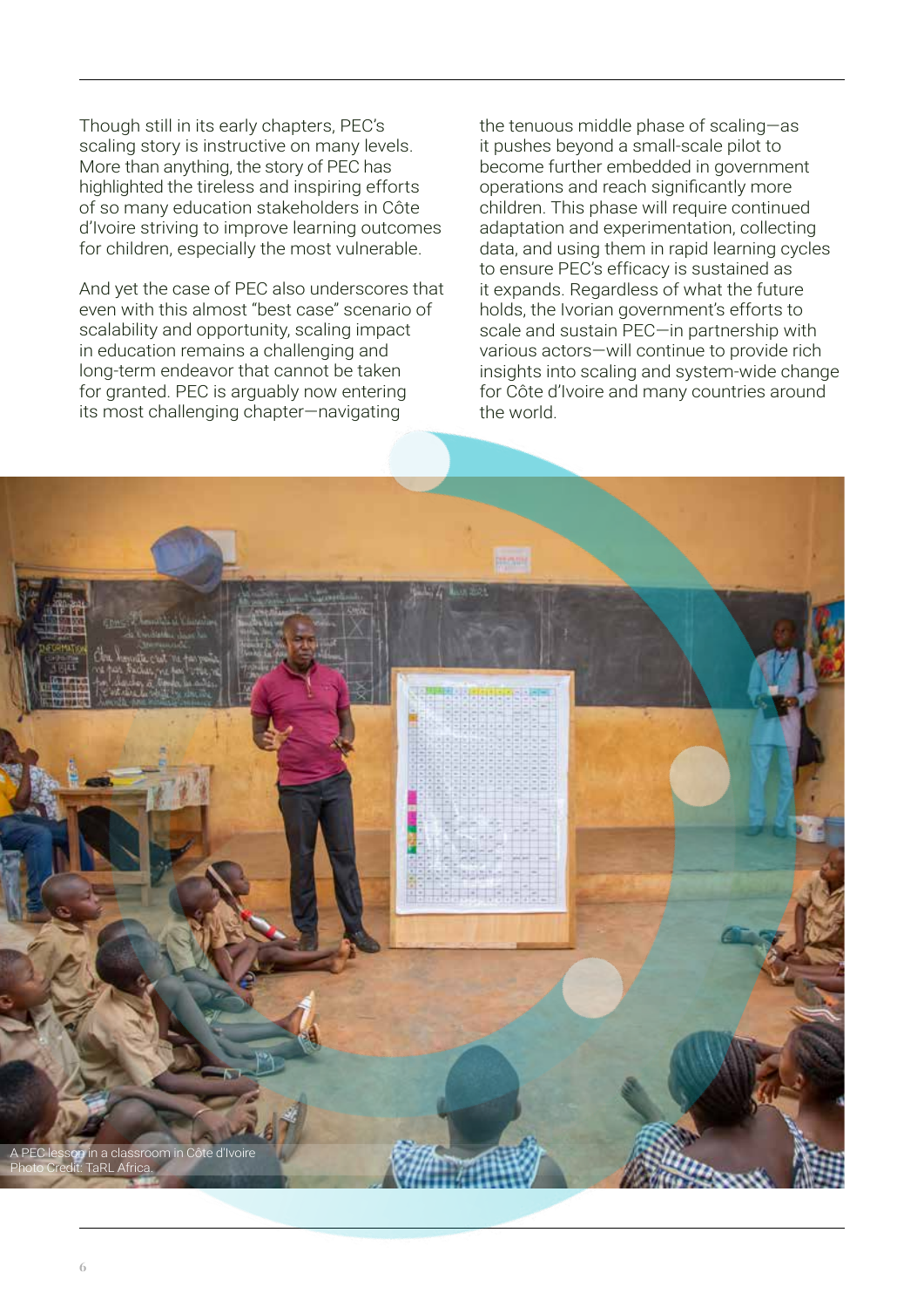Though still in its early chapters, PEC's scaling story is instructive on many levels. More than anything, the story of PEC has highlighted the tireless and inspiring efforts of so many education stakeholders in Côte d'Ivoire striving to improve learning outcomes for children, especially the most vulnerable.

And yet the case of PEC also underscores that even with this almost "best case" scenario of scalability and opportunity, scaling impact in education remains a challenging and long-term endeavor that cannot be taken for granted. PEC is arguably now entering its most challenging chapter—navigating the tenuous middle phase of scaling—as it pushes beyond a small-scale pilot to become further embedded in government operations and reach significantly more children. This phase will require continued adaptation and experimentation, collecting data, and using them in rapid learning cycles to ensure PEC's efficacy is sustained as it expands. Regardless of what the future holds, the Ivorian government's efforts to scale and sustain PEC—in partnership with various actors—will continue to provide rich insights into scaling and system-wide change for Côte d'Ivoire and many countries around the world.

A PEC lesson in a classroom in Côte d'Ivoire
Photo Credit: TaRL Africa.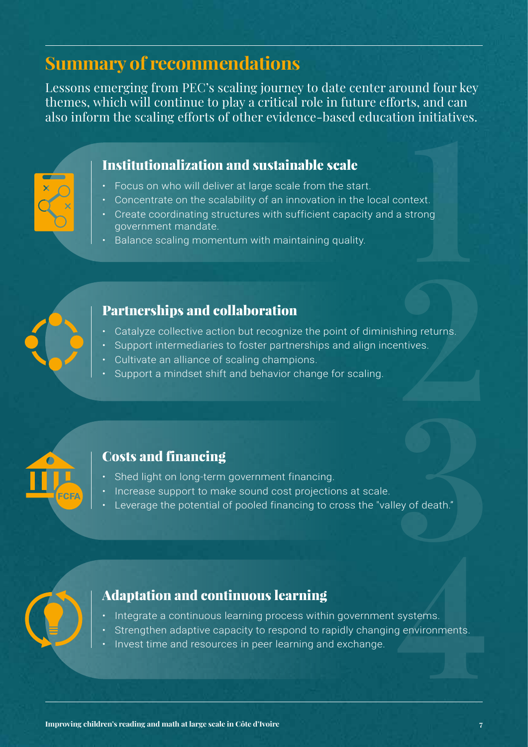## Summary of recommendations

Lessons emerging from PEC's scaling journey to date center around four key themes, which will continue to play a critical role in future efforts, and can also inform the scaling efforts of other evidence-based education initiatives.

### 1. Institutionalization and sustainable scale

- Focus on who will deliver at large scale from the start.
- Concentrate on the scalability of an innovation in the local context.
- Create coordinating structures with sufficient capacity and a strong government mandate.
- Balance scaling momentum with maintaining quality.

### 2. Partnerships and collaboration

- Catalyze collective action but recognize the point of diminishing returns.
- Support intermediaries to foster partnerships and align incentives.
- Cultivate an alliance of scaling champions.
- Support a mindset shift and behavior change for scaling.

### 3. Costs and financing

- Shed light on long-term government financing.
- Increase support to make sound cost projections at scale.
- Leverage the potential of pooled financing to cross the "valley of death."

### 4. Adaptation and continuous learning

- Integrate a continuous learning process within government systems.
- Strengthen adaptive capacity to respond to rapidly changing environments.
- Invest time and resources in peer learning and exchange.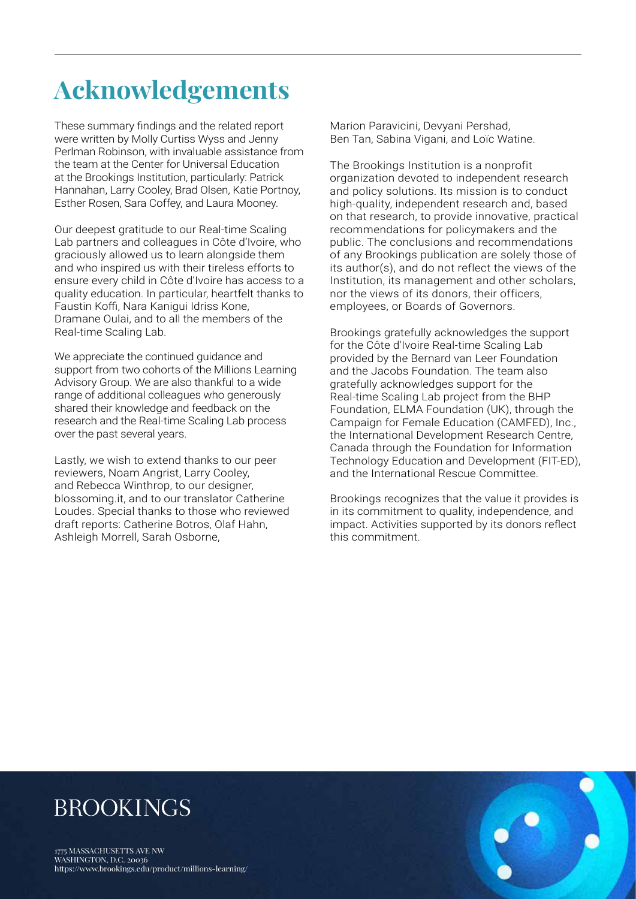# Acknowledgements

These summary findings and the related report were written by Molly Curtiss Wyss and Jenny Perlman Robinson, with invaluable assistance from the team at the Center for Universal Education at the Brookings Institution, particularly: Patrick Hannahan, Larry Cooley, Brad Olsen, Katie Portnoy, Esther Rosen, Sara Coffey, and Laura Mooney.

Our deepest gratitude to our Real-time Scaling Lab partners and colleagues in Côte d'Ivoire, who graciously allowed us to learn alongside them and who inspired us with their tireless efforts to ensure every child in Côte d'Ivoire has access to a quality education. In particular, heartfelt thanks to Faustin Koffi, Nara Kanigui Idriss Kone, Dramane Oulai, and to all the members of the Real-time Scaling Lab.

We appreciate the continued guidance and support from two cohorts of the Millions Learning Advisory Group. We are also thankful to a wide range of additional colleagues who generously shared their knowledge and feedback on the research and the Real-time Scaling Lab process over the past several years.

Lastly, we wish to extend thanks to our peer reviewers, Noam Angrist, Larry Cooley, and Rebecca Winthrop, to our designer, blossoming.it, and to our translator Catherine Loudes. Special thanks to those who reviewed draft reports: Catherine Botros, Olaf Hahn, Ashleigh Morrell, Sarah Osborne, Marion Paravicini, Devyani Pershad, Ben Tan, Sabina Vigani, and Loïc Watine.

The Brookings Institution is a nonprofit organization devoted to independent research and policy solutions. Its mission is to conduct high-quality, independent research and, based on that research, to provide innovative, practical recommendations for policymakers and the public. The conclusions and recommendations of any Brookings publication are solely those of its author(s), and do not reflect the views of the Institution, its management and other scholars, nor the views of its donors, their officers, employees, or Boards of Governors.

Brookings gratefully acknowledges the support for the Côte d'Ivoire Real-time Scaling Lab provided by the Bernard van Leer Foundation and the Jacobs Foundation. The team also gratefully acknowledges support for the Real-time Scaling Lab project from the BHP Foundation, ELMA Foundation (UK), through the Campaign for Female Education (CAMFED), Inc., the International Development Research Centre, Canada through the Foundation for Information Technology Education and Development (FIT-ED), and the International Rescue Committee.

Brookings recognizes that the value it provides is in its commitment to quality, independence, and impact. Activities supported by its donors reflect this commitment.

BROOKINGS

1775 MASSACHUSETTS AVE NW
WASHINGTON, D.C. 20036
https://www.brookings.edu/product/millions-learning/